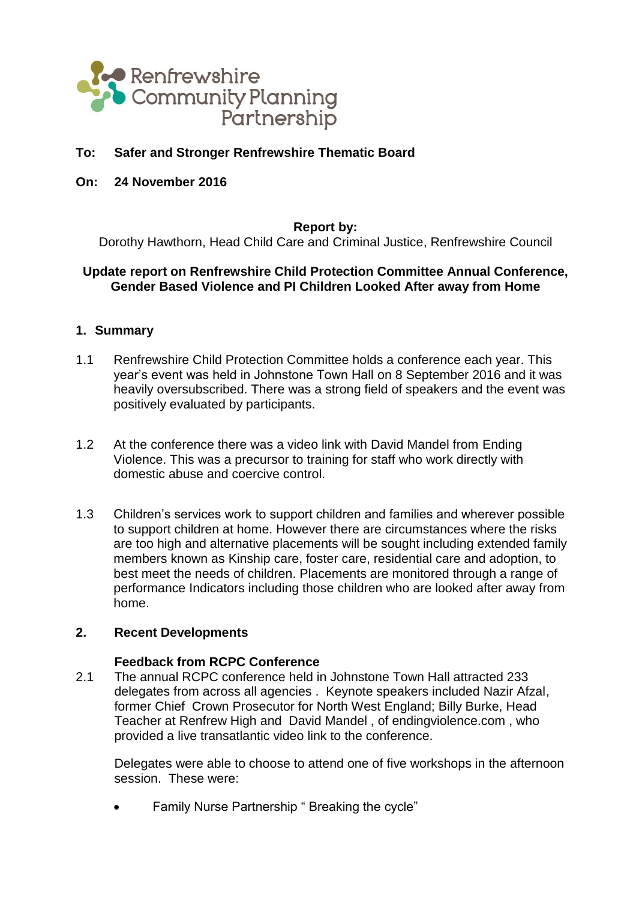Renfrewshire Community Planning Partnership

**To: Safer and Stronger Renfrewshire Thematic Board**

**On: 24 November 2016**

**Report by:**
Dorothy Hawthorn, Head Child Care and Criminal Justice, Renfrewshire Council

**Update report on Renfrewshire Child Protection Committee Annual Conference, Gender Based Violence and PI Children Looked After away from Home**

## 1. Summary

1.1 Renfrewshire Child Protection Committee holds a conference each year. This year's event was held in Johnstone Town Hall on 8 September 2016 and it was heavily oversubscribed. There was a strong field of speakers and the event was positively evaluated by participants.

1.2 At the conference there was a video link with David Mandel from Ending Violence. This was a precursor to training for staff who work directly with domestic abuse and coercive control.

1.3 Children's services work to support children and families and wherever possible to support children at home. However there are circumstances where the risks are too high and alternative placements will be sought including extended family members known as Kinship care, foster care, residential care and adoption, to best meet the needs of children. Placements are monitored through a range of performance Indicators including those children who are looked after away from home.

## 2. Recent Developments

**Feedback from RCPC Conference**

2.1 The annual RCPC conference held in Johnstone Town Hall attracted 233 delegates from across all agencies . Keynote speakers included Nazir Afzal, former Chief Crown Prosecutor for North West England; Billy Burke, Head Teacher at Renfrew High and David Mandel , of endingviolence.com , who provided a live transatlantic video link to the conference.

Delegates were able to choose to attend one of five workshops in the afternoon session. These were:

- Family Nurse Partnership " Breaking the cycle"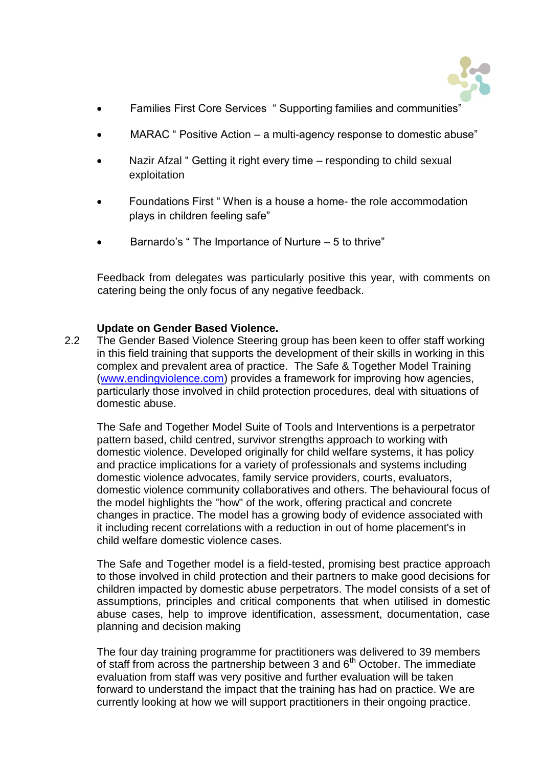- Families First Core Services " Supporting families and communities"
- MARAC " Positive Action – a multi-agency response to domestic abuse"
- Nazir Afzal " Getting it right every time – responding to child sexual exploitation
- Foundations First " When is a house a home- the role accommodation plays in children feeling safe"
- Barnardo's " The Importance of Nurture – 5 to thrive"

Feedback from delegates was particularly positive this year, with comments on catering being the only focus of any negative feedback.

**Update on Gender Based Violence.**

2.2 The Gender Based Violence Steering group has been keen to offer staff working in this field training that supports the development of their skills in working in this complex and prevalent area of practice. The Safe & Together Model Training (www.endingviolence.com) provides a framework for improving how agencies, particularly those involved in child protection procedures, deal with situations of domestic abuse.

The Safe and Together Model Suite of Tools and Interventions is a perpetrator pattern based, child centred, survivor strengths approach to working with domestic violence. Developed originally for child welfare systems, it has policy and practice implications for a variety of professionals and systems including domestic violence advocates, family service providers, courts, evaluators, domestic violence community collaboratives and others. The behavioural focus of the model highlights the "how" of the work, offering practical and concrete changes in practice. The model has a growing body of evidence associated with it including recent correlations with a reduction in out of home placement's in child welfare domestic violence cases.

The Safe and Together model is a field-tested, promising best practice approach to those involved in child protection and their partners to make good decisions for children impacted by domestic abuse perpetrators. The model consists of a set of assumptions, principles and critical components that when utilised in domestic abuse cases, help to improve identification, assessment, documentation, case planning and decision making

The four day training programme for practitioners was delivered to 39 members of staff from across the partnership between 3 and 6th October. The immediate evaluation from staff was very positive and further evaluation will be taken forward to understand the impact that the training has had on practice. We are currently looking at how we will support practitioners in their ongoing practice.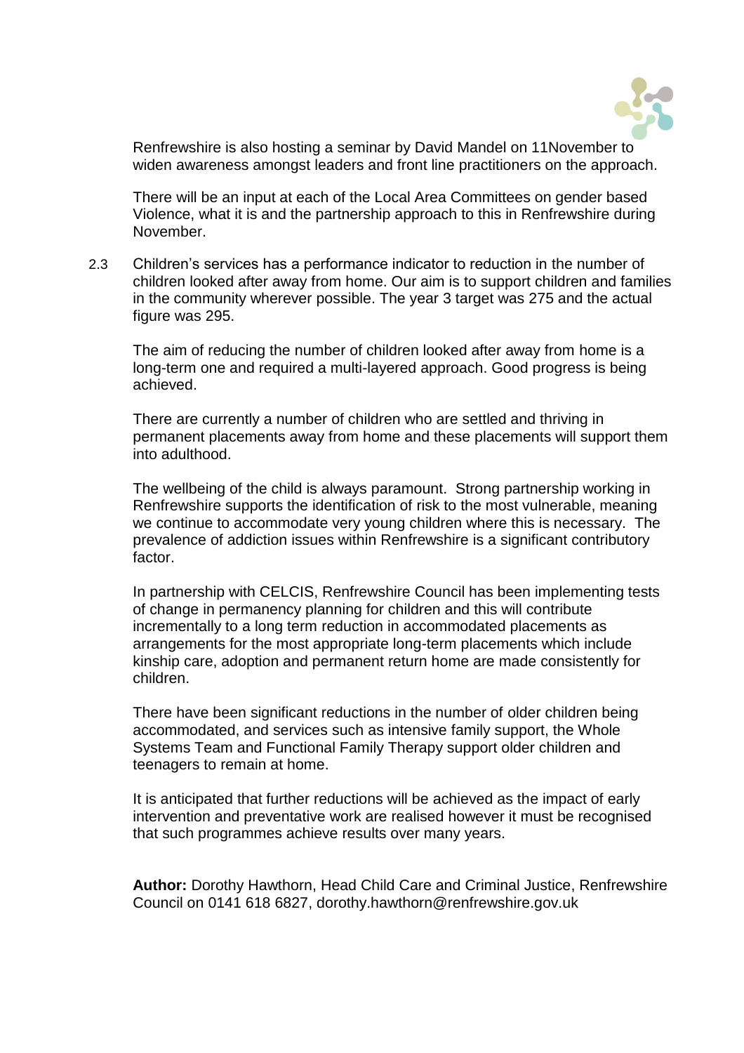Renfrewshire is also hosting a seminar by David Mandel on 11November to widen awareness amongst leaders and front line practitioners on the approach.

There will be an input at each of the Local Area Committees on gender based Violence, what it is and the partnership approach to this in Renfrewshire during November.

2.3 Children's services has a performance indicator to reduction in the number of children looked after away from home. Our aim is to support children and families in the community wherever possible. The year 3 target was 275 and the actual figure was 295.

The aim of reducing the number of children looked after away from home is a long-term one and required a multi-layered approach. Good progress is being achieved.

There are currently a number of children who are settled and thriving in permanent placements away from home and these placements will support them into adulthood.

The wellbeing of the child is always paramount. Strong partnership working in Renfrewshire supports the identification of risk to the most vulnerable, meaning we continue to accommodate very young children where this is necessary. The prevalence of addiction issues within Renfrewshire is a significant contributory factor.

In partnership with CELCIS, Renfrewshire Council has been implementing tests of change in permanency planning for children and this will contribute incrementally to a long term reduction in accommodated placements as arrangements for the most appropriate long-term placements which include kinship care, adoption and permanent return home are made consistently for children.

There have been significant reductions in the number of older children being accommodated, and services such as intensive family support, the Whole Systems Team and Functional Family Therapy support older children and teenagers to remain at home.

It is anticipated that further reductions will be achieved as the impact of early intervention and preventative work are realised however it must be recognised that such programmes achieve results over many years.

**Author:** Dorothy Hawthorn, Head Child Care and Criminal Justice, Renfrewshire Council on 0141 618 6827, dorothy.hawthorn@renfrewshire.gov.uk